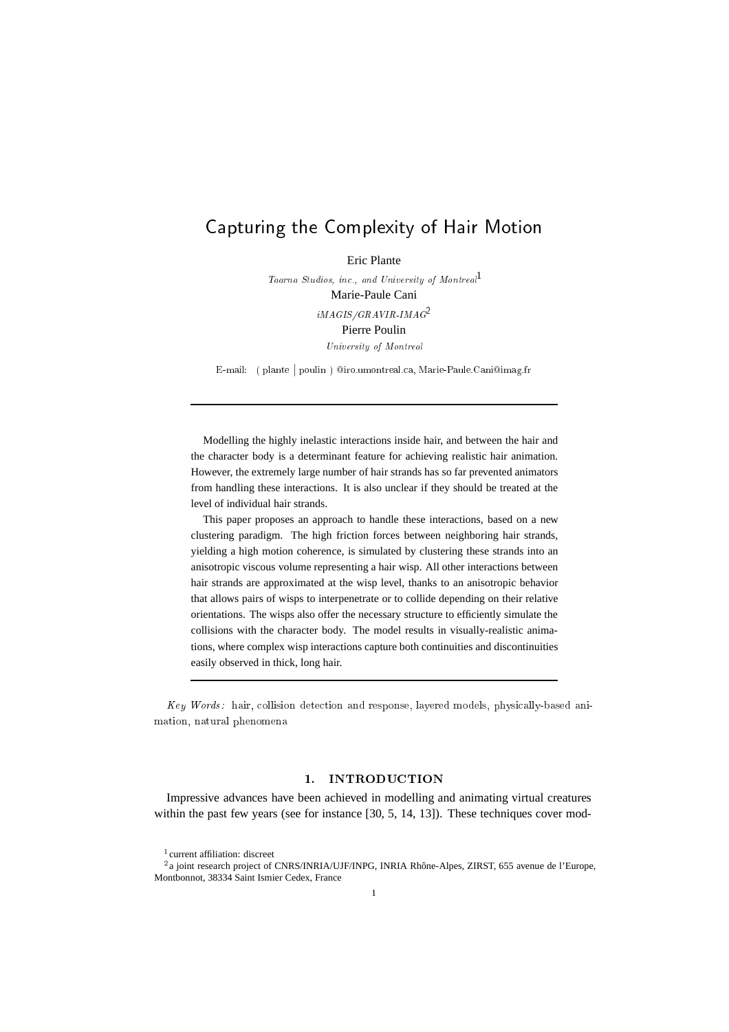# Capturing the Complexity of Hair Motion

Eric Plante

*Taarna Studios, inc., and University of Montreal*[1]

Marie-Paule Cani

*iMAGIS/GRAVIR-IMAG*[2]

Pierre Poulin

*University of Montreal*

E-mail: ( plante | poulin ) @iro.umontreal.ca, Marie-Paule.Cani@imag.fr

---

Modelling the highly inelastic interactions inside hair, and between the hair and the character body is a determinant feature for achieving realistic hair animation. However, the extremely large number of hair strands has so far prevented animators from handling these interactions. It is also unclear if they should be treated at the level of individual hair strands.

This paper proposes an approach to handle these interactions, based on a new clustering paradigm. The high friction forces between neighboring hair strands, yielding a high motion coherence, is simulated by clustering these strands into an anisotropic viscous volume representing a hair wisp. All other interactions between hair strands are approximated at the wisp level, thanks to an anisotropic behavior that allows pairs of wisps to interpenetrate or to collide depending on their relative orientations. The wisps also offer the necessary structure to efficiently simulate the collisions with the character body. The model results in visually-realistic animations, where complex wisp interactions capture both continuities and discontinuities easily observed in thick, long hair.

---

*Key Words:* hair, collision detection and response, layered models, physically-based animation, natural phenomena

## 1. INTRODUCTION

Impressive advances have been achieved in modelling and animating virtual creatures within the past few years (see for instance [30, 5, 14, 13]). These techniques cover mod-

[1] current affiliation: discreet

[2] a joint research project of CNRS/INRIA/UJF/INPG, INRIA Rhône-Alpes, ZIRST, 655 avenue de l'Europe, Montbonnot, 38334 Saint Ismier Cedex, France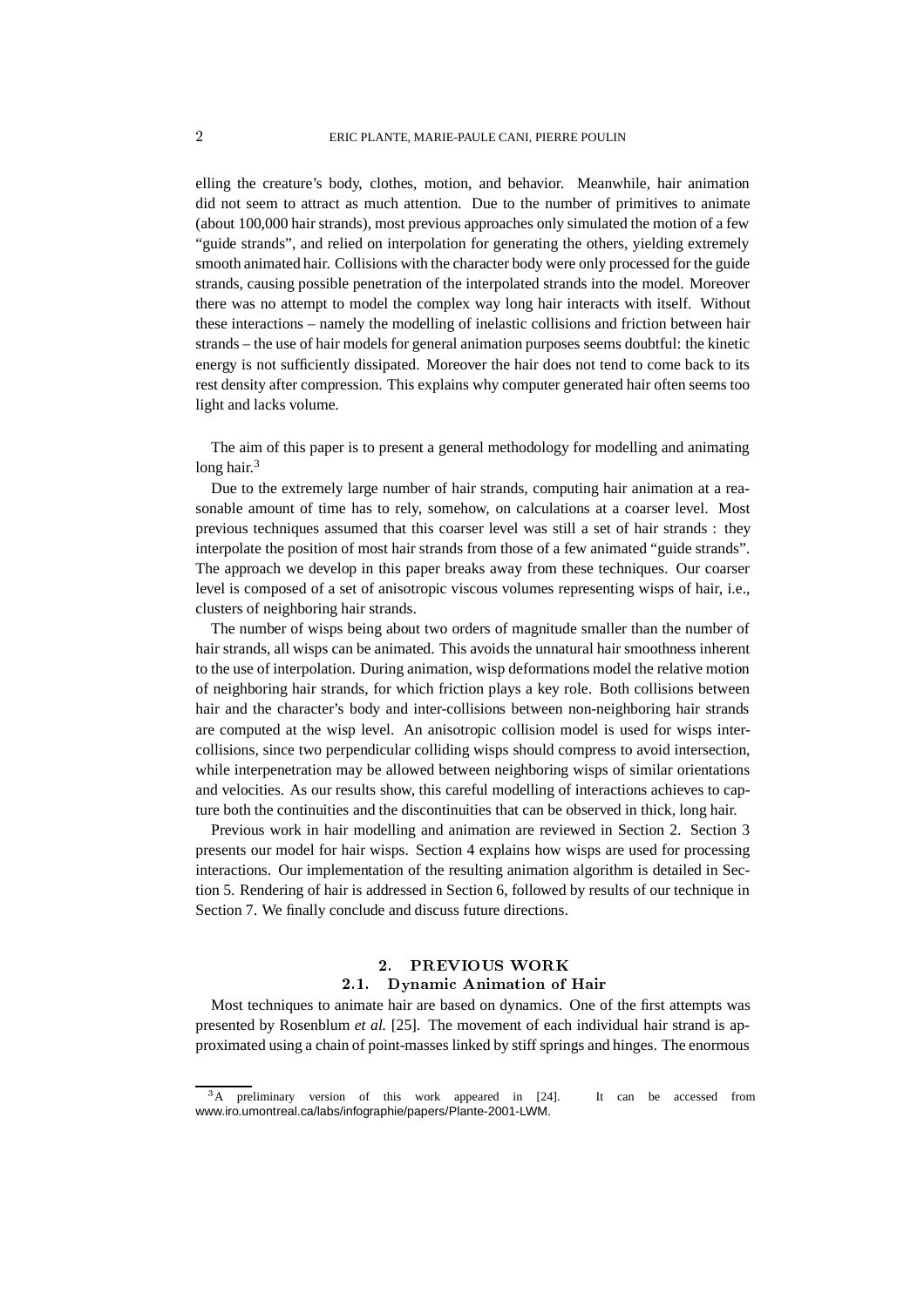elling the creature's body, clothes, motion, and behavior. Meanwhile, hair animation did not seem to attract as much attention. Due to the number of primitives to animate (about 100,000 hair strands), most previous approaches only simulated the motion of a few "guide strands", and relied on interpolation for generating the others, yielding extremely smooth animated hair. Collisions with the character body were only processed for the guide strands, causing possible penetration of the interpolated strands into the model. Moreover there was no attempt to model the complex way long hair interacts with itself. Without these interactions – namely the modelling of inelastic collisions and friction between hair strands – the use of hair models for general animation purposes seems doubtful: the kinetic energy is not sufficiently dissipated. Moreover the hair does not tend to come back to its rest density after compression. This explains why computer generated hair often seems too light and lacks volume.

The aim of this paper is to present a general methodology for modelling and animating long hair.[3]

Due to the extremely large number of hair strands, computing hair animation at a reasonable amount of time has to rely, somehow, on calculations at a coarser level. Most previous techniques assumed that this coarser level was still a set of hair strands : they interpolate the position of most hair strands from those of a few animated "guide strands". The approach we develop in this paper breaks away from these techniques. Our coarser level is composed of a set of anisotropic viscous volumes representing wisps of hair, i.e., clusters of neighboring hair strands.

The number of wisps being about two orders of magnitude smaller than the number of hair strands, all wisps can be animated. This avoids the unnatural hair smoothness inherent to the use of interpolation. During animation, wisp deformations model the relative motion of neighboring hair strands, for which friction plays a key role. Both collisions between hair and the character's body and inter-collisions between non-neighboring hair strands are computed at the wisp level. An anisotropic collision model is used for wisps inter-collisions, since two perpendicular colliding wisps should compress to avoid intersection, while interpenetration may be allowed between neighboring wisps of similar orientations and velocities. As our results show, this careful modelling of interactions achieves to capture both the continuities and the discontinuities that can be observed in thick, long hair.

Previous work in hair modelling and animation are reviewed in Section 2. Section 3 presents our model for hair wisps. Section 4 explains how wisps are used for processing interactions. Our implementation of the resulting animation algorithm is detailed in Section 5. Rendering of hair is addressed in Section 6, followed by results of our technique in Section 7. We finally conclude and discuss future directions.

## 2. PREVIOUS WORK

### 2.1. Dynamic Animation of Hair

Most techniques to animate hair are based on dynamics. One of the first attempts was presented by Rosenblum *et al.* [25]. The movement of each individual hair strand is approximated using a chain of point-masses linked by stiff springs and hinges. The enormous

[3] A preliminary version of this work appeared in [24]. It can be accessed from www.iro.umontreal.ca/labs/infographie/papers/Plante-2001-LWM.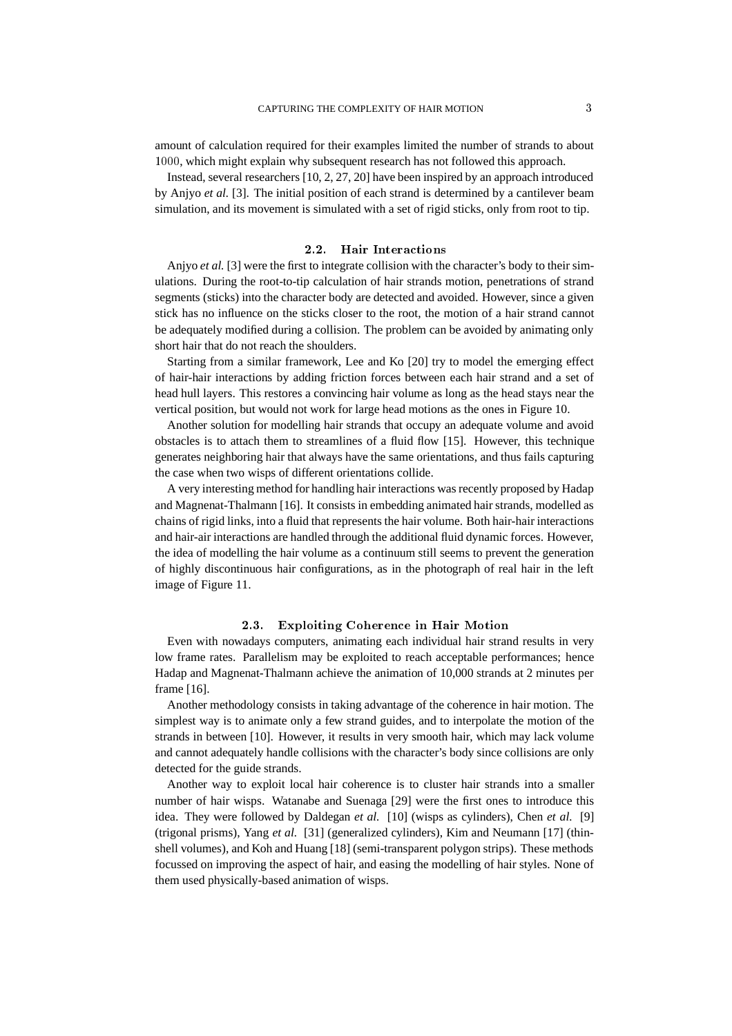amount of calculation required for their examples limited the number of strands to about 1000, which might explain why subsequent research has not followed this approach.

Instead, several researchers [10, 2, 27, 20] have been inspired by an approach introduced by Anjyo *et al.* [3]. The initial position of each strand is determined by a cantilever beam simulation, and its movement is simulated with a set of rigid sticks, only from root to tip.

### 2.2. Hair Interactions

Anjyo *et al.* [3] were the first to integrate collision with the character's body to their simulations. During the root-to-tip calculation of hair strands motion, penetrations of strand segments (sticks) into the character body are detected and avoided. However, since a given stick has no influence on the sticks closer to the root, the motion of a hair strand cannot be adequately modified during a collision. The problem can be avoided by animating only short hair that do not reach the shoulders.

Starting from a similar framework, Lee and Ko [20] try to model the emerging effect of hair-hair interactions by adding friction forces between each hair strand and a set of head hull layers. This restores a convincing hair volume as long as the head stays near the vertical position, but would not work for large head motions as the ones in Figure 10.

Another solution for modelling hair strands that occupy an adequate volume and avoid obstacles is to attach them to streamlines of a fluid flow [15]. However, this technique generates neighboring hair that always have the same orientations, and thus fails capturing the case when two wisps of different orientations collide.

A very interesting method for handling hair interactions was recently proposed by Hadap and Magnenat-Thalmann [16]. It consists in embedding animated hair strands, modelled as chains of rigid links, into a fluid that represents the hair volume. Both hair-hair interactions and hair-air interactions are handled through the additional fluid dynamic forces. However, the idea of modelling the hair volume as a continuum still seems to prevent the generation of highly discontinuous hair configurations, as in the photograph of real hair in the left image of Figure 11.

### 2.3. Exploiting Coherence in Hair Motion

Even with nowadays computers, animating each individual hair strand results in very low frame rates. Parallelism may be exploited to reach acceptable performances; hence Hadap and Magnenat-Thalmann achieve the animation of 10,000 strands at 2 minutes per frame [16].

Another methodology consists in taking advantage of the coherence in hair motion. The simplest way is to animate only a few strand guides, and to interpolate the motion of the strands in between [10]. However, it results in very smooth hair, which may lack volume and cannot adequately handle collisions with the character's body since collisions are only detected for the guide strands.

Another way to exploit local hair coherence is to cluster hair strands into a smaller number of hair wisps. Watanabe and Suenaga [29] were the first ones to introduce this idea. They were followed by Daldegan *et al.* [10] (wisps as cylinders), Chen *et al.* [9] (trigonal prisms), Yang *et al.* [31] (generalized cylinders), Kim and Neumann [17] (thin-shell volumes), and Koh and Huang [18] (semi-transparent polygon strips). These methods focussed on improving the aspect of hair, and easing the modelling of hair styles. None of them used physically-based animation of wisps.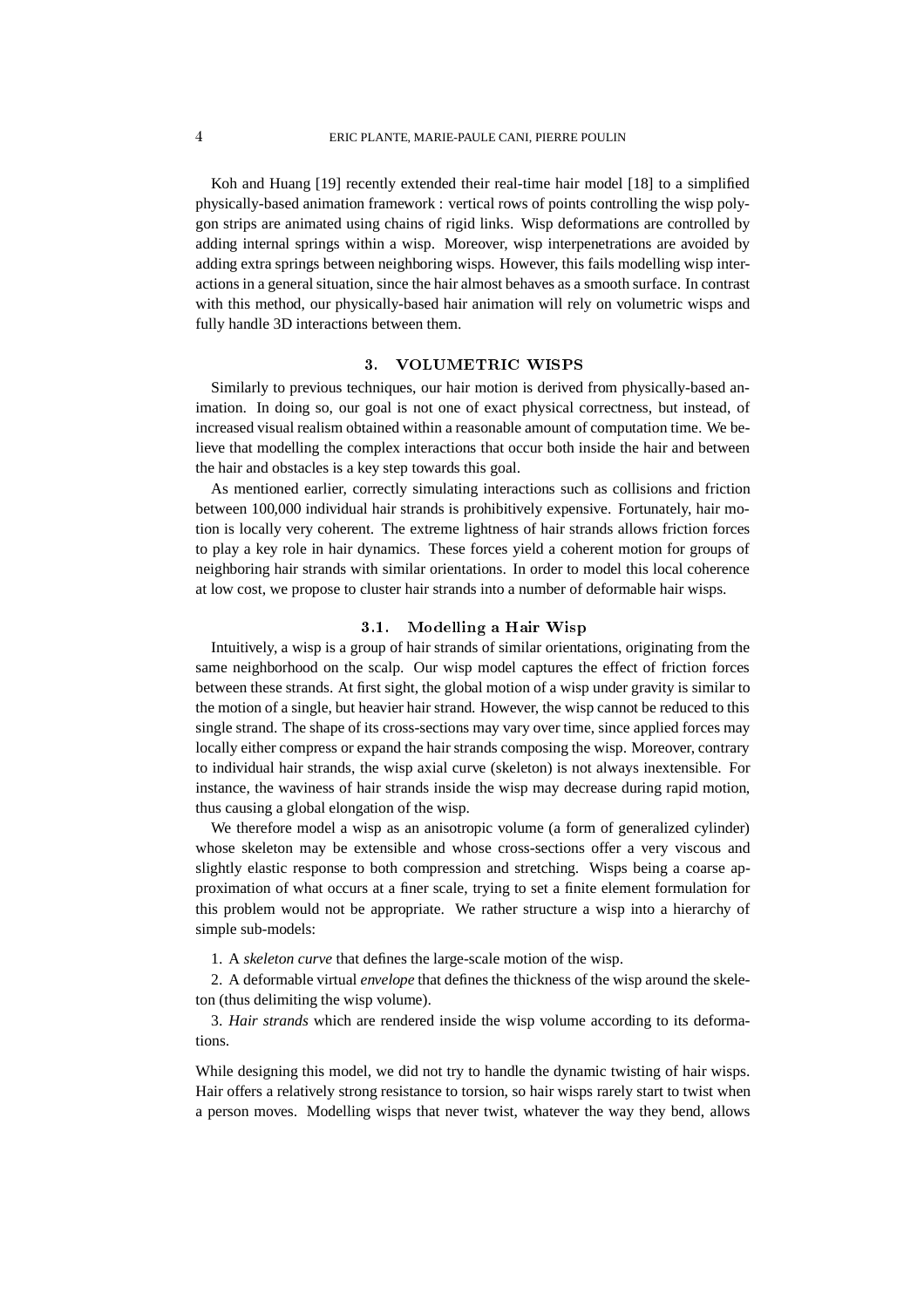Koh and Huang [19] recently extended their real-time hair model [18] to a simplified physically-based animation framework : vertical rows of points controlling the wisp polygon strips are animated using chains of rigid links. Wisp deformations are controlled by adding internal springs within a wisp. Moreover, wisp interpenetrations are avoided by adding extra springs between neighboring wisps. However, this fails modelling wisp interactions in a general situation, since the hair almost behaves as a smooth surface. In contrast with this method, our physically-based hair animation will rely on volumetric wisps and fully handle 3D interactions between them.

## 3. VOLUMETRIC WISPS

Similarly to previous techniques, our hair motion is derived from physically-based animation. In doing so, our goal is not one of exact physical correctness, but instead, of increased visual realism obtained within a reasonable amount of computation time. We believe that modelling the complex interactions that occur both inside the hair and between the hair and obstacles is a key step towards this goal.

As mentioned earlier, correctly simulating interactions such as collisions and friction between 100,000 individual hair strands is prohibitively expensive. Fortunately, hair motion is locally very coherent. The extreme lightness of hair strands allows friction forces to play a key role in hair dynamics. These forces yield a coherent motion for groups of neighboring hair strands with similar orientations. In order to model this local coherence at low cost, we propose to cluster hair strands into a number of deformable hair wisps.

### 3.1. Modelling a Hair Wisp

Intuitively, a wisp is a group of hair strands of similar orientations, originating from the same neighborhood on the scalp. Our wisp model captures the effect of friction forces between these strands. At first sight, the global motion of a wisp under gravity is similar to the motion of a single, but heavier hair strand. However, the wisp cannot be reduced to this single strand. The shape of its cross-sections may vary over time, since applied forces may locally either compress or expand the hair strands composing the wisp. Moreover, contrary to individual hair strands, the wisp axial curve (skeleton) is not always inextensible. For instance, the waviness of hair strands inside the wisp may decrease during rapid motion, thus causing a global elongation of the wisp.

We therefore model a wisp as an anisotropic volume (a form of generalized cylinder) whose skeleton may be extensible and whose cross-sections offer a very viscous and slightly elastic response to both compression and stretching. Wisps being a coarse approximation of what occurs at a finer scale, trying to set a finite element formulation for this problem would not be appropriate. We rather structure a wisp into a hierarchy of simple sub-models:

1. A *skeleton curve* that defines the large-scale motion of the wisp.

2. A deformable virtual *envelope* that defines the thickness of the wisp around the skeleton (thus delimiting the wisp volume).

3. *Hair strands* which are rendered inside the wisp volume according to its deformations.

While designing this model, we did not try to handle the dynamic twisting of hair wisps. Hair offers a relatively strong resistance to torsion, so hair wisps rarely start to twist when a person moves. Modelling wisps that never twist, whatever the way they bend, allows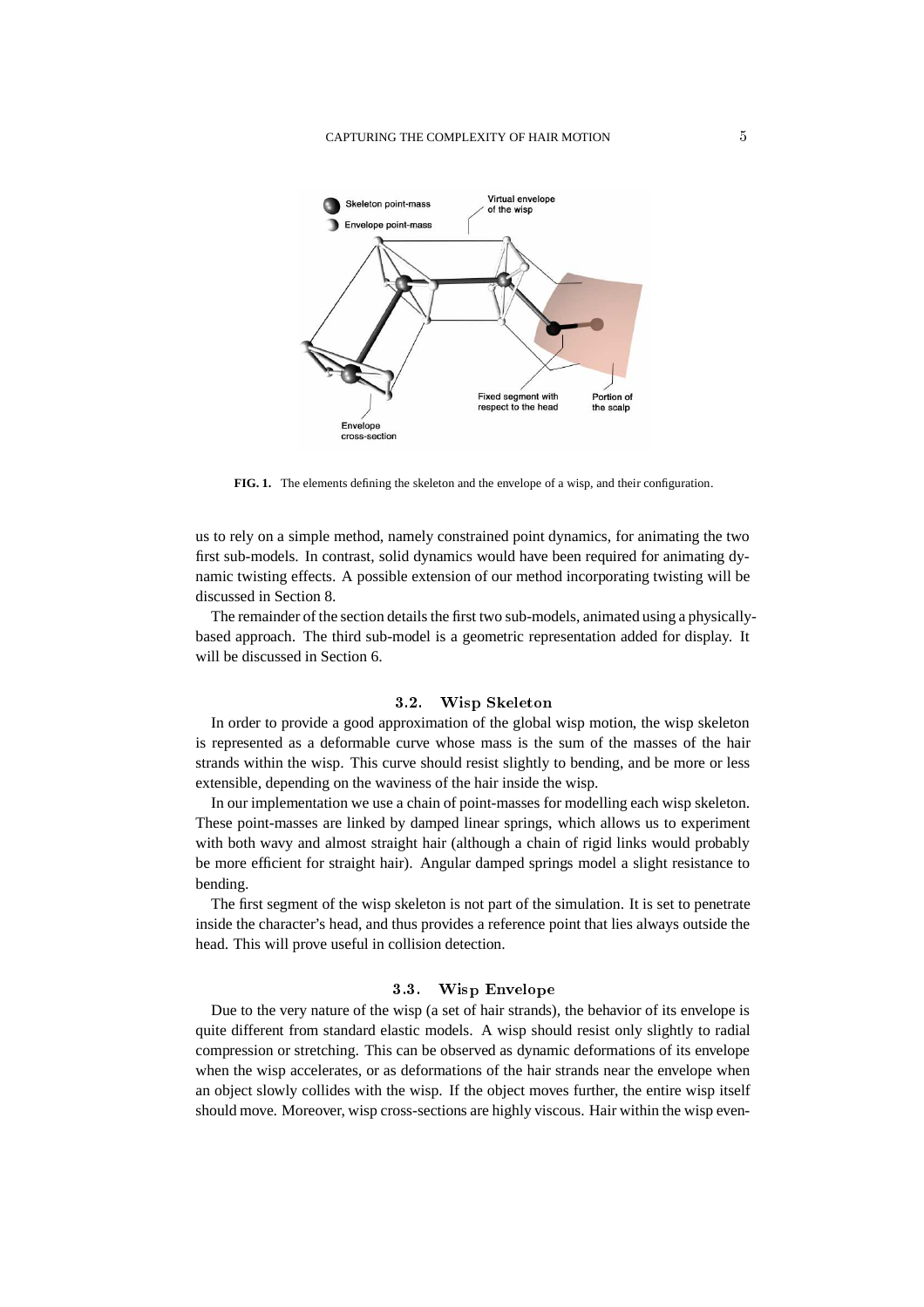FIG. 1. The elements defining the skeleton and the envelope of a wisp, and their configuration.

us to rely on a simple method, namely constrained point dynamics, for animating the two first sub-models. In contrast, solid dynamics would have been required for animating dynamic twisting effects. A possible extension of our method incorporating twisting will be discussed in Section 8.

The remainder of the section details the first two sub-models, animated using a physically-based approach. The third sub-model is a geometric representation added for display. It will be discussed in Section 6.

### 3.2. Wisp Skeleton

In order to provide a good approximation of the global wisp motion, the wisp skeleton is represented as a deformable curve whose mass is the sum of the masses of the hair strands within the wisp. This curve should resist slightly to bending, and be more or less extensible, depending on the waviness of the hair inside the wisp.

In our implementation we use a chain of point-masses for modelling each wisp skeleton. These point-masses are linked by damped linear springs, which allows us to experiment with both wavy and almost straight hair (although a chain of rigid links would probably be more efficient for straight hair). Angular damped springs model a slight resistance to bending.

The first segment of the wisp skeleton is not part of the simulation. It is set to penetrate inside the character's head, and thus provides a reference point that lies always outside the head. This will prove useful in collision detection.

### 3.3. Wisp Envelope

Due to the very nature of the wisp (a set of hair strands), the behavior of its envelope is quite different from standard elastic models. A wisp should resist only slightly to radial compression or stretching. This can be observed as dynamic deformations of its envelope when the wisp accelerates, or as deformations of the hair strands near the envelope when an object slowly collides with the wisp. If the object moves further, the entire wisp itself should move. Moreover, wisp cross-sections are highly viscous. Hair within the wisp even-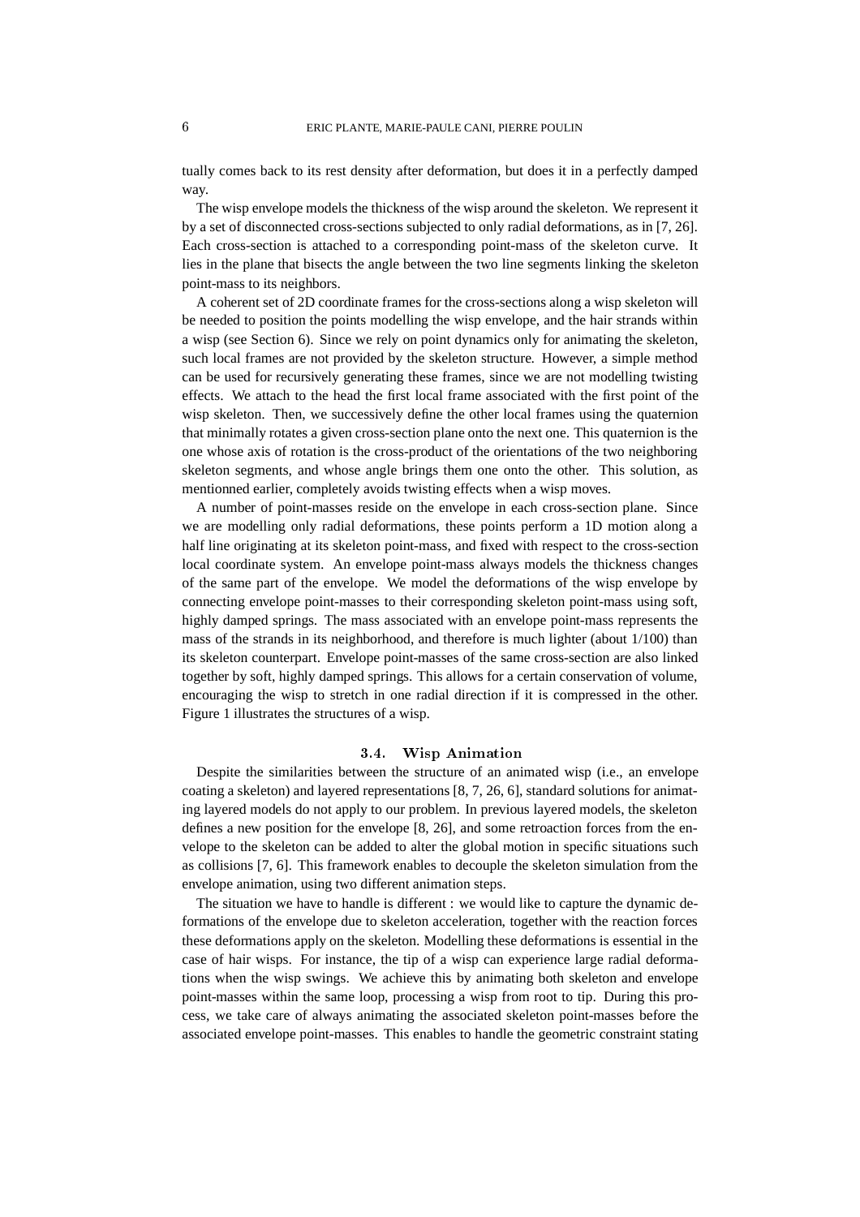tually comes back to its rest density after deformation, but does it in a perfectly damped way.

The wisp envelope models the thickness of the wisp around the skeleton. We represent it by a set of disconnected cross-sections subjected to only radial deformations, as in [7, 26]. Each cross-section is attached to a corresponding point-mass of the skeleton curve. It lies in the plane that bisects the angle between the two line segments linking the skeleton point-mass to its neighbors.

A coherent set of 2D coordinate frames for the cross-sections along a wisp skeleton will be needed to position the points modelling the wisp envelope, and the hair strands within a wisp (see Section 6). Since we rely on point dynamics only for animating the skeleton, such local frames are not provided by the skeleton structure. However, a simple method can be used for recursively generating these frames, since we are not modelling twisting effects. We attach to the head the first local frame associated with the first point of the wisp skeleton. Then, we successively define the other local frames using the quaternion that minimally rotates a given cross-section plane onto the next one. This quaternion is the one whose axis of rotation is the cross-product of the orientations of the two neighboring skeleton segments, and whose angle brings them one onto the other. This solution, as mentionned earlier, completely avoids twisting effects when a wisp moves.

A number of point-masses reside on the envelope in each cross-section plane. Since we are modelling only radial deformations, these points perform a 1D motion along a half line originating at its skeleton point-mass, and fixed with respect to the cross-section local coordinate system. An envelope point-mass always models the thickness changes of the same part of the envelope. We model the deformations of the wisp envelope by connecting envelope point-masses to their corresponding skeleton point-mass using soft, highly damped springs. The mass associated with an envelope point-mass represents the mass of the strands in its neighborhood, and therefore is much lighter (about 1/100) than its skeleton counterpart. Envelope point-masses of the same cross-section are also linked together by soft, highly damped springs. This allows for a certain conservation of volume, encouraging the wisp to stretch in one radial direction if it is compressed in the other. Figure 1 illustrates the structures of a wisp.

### 3.4. Wisp Animation

Despite the similarities between the structure of an animated wisp (i.e., an envelope coating a skeleton) and layered representations [8, 7, 26, 6], standard solutions for animating layered models do not apply to our problem. In previous layered models, the skeleton defines a new position for the envelope [8, 26], and some retroaction forces from the envelope to the skeleton can be added to alter the global motion in specific situations such as collisions [7, 6]. This framework enables to decouple the skeleton simulation from the envelope animation, using two different animation steps.

The situation we have to handle is different : we would like to capture the dynamic deformations of the envelope due to skeleton acceleration, together with the reaction forces these deformations apply on the skeleton. Modelling these deformations is essential in the case of hair wisps. For instance, the tip of a wisp can experience large radial deformations when the wisp swings. We achieve this by animating both skeleton and envelope point-masses within the same loop, processing a wisp from root to tip. During this process, we take care of always animating the associated skeleton point-masses before the associated envelope point-masses. This enables to handle the geometric constraint stating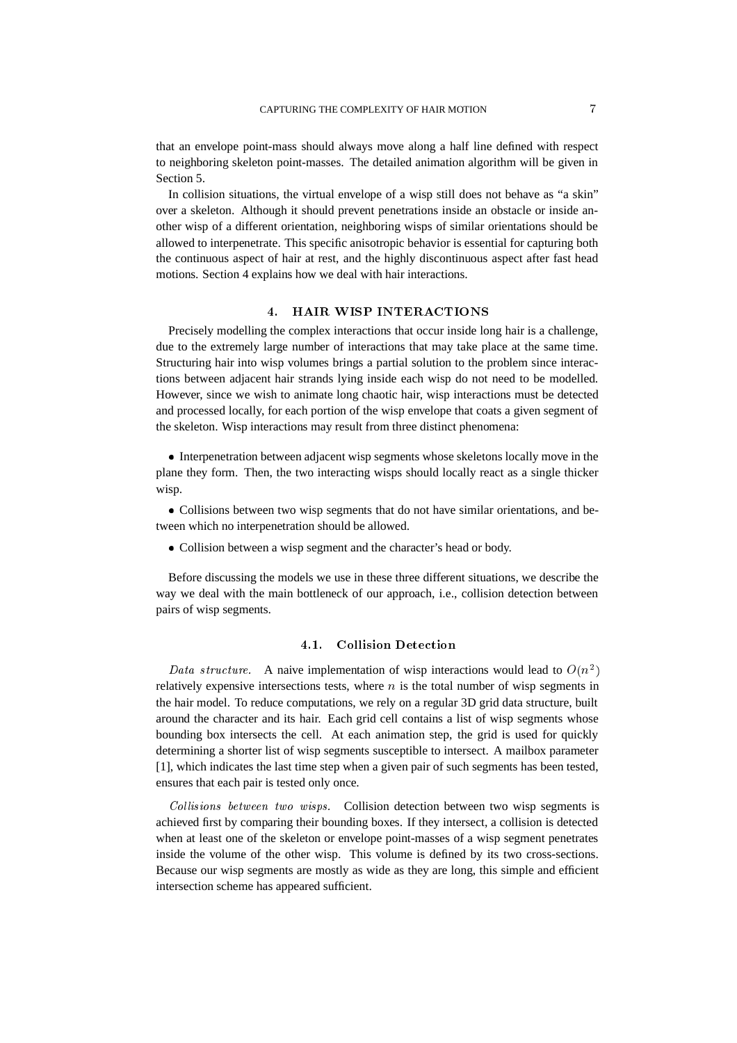that an envelope point-mass should always move along a half line defined with respect to neighboring skeleton point-masses. The detailed animation algorithm will be given in Section 5.

In collision situations, the virtual envelope of a wisp still does not behave as "a skin" over a skeleton. Although it should prevent penetrations inside an obstacle or inside another wisp of a different orientation, neighboring wisps of similar orientations should be allowed to interpenetrate. This specific anisotropic behavior is essential for capturing both the continuous aspect of hair at rest, and the highly discontinuous aspect after fast head motions. Section 4 explains how we deal with hair interactions.

## 4. HAIR WISP INTERACTIONS

Precisely modelling the complex interactions that occur inside long hair is a challenge, due to the extremely large number of interactions that may take place at the same time. Structuring hair into wisp volumes brings a partial solution to the problem since interactions between adjacent hair strands lying inside each wisp do not need to be modelled. However, since we wish to animate long chaotic hair, wisp interactions must be detected and processed locally, for each portion of the wisp envelope that coats a given segment of the skeleton. Wisp interactions may result from three distinct phenomena:

- Interpenetration between adjacent wisp segments whose skeletons locally move in the plane they form. Then, the two interacting wisps should locally react as a single thicker wisp.
- Collisions between two wisp segments that do not have similar orientations, and between which no interpenetration should be allowed.
- Collision between a wisp segment and the character's head or body.

Before discussing the models we use in these three different situations, we describe the way we deal with the main bottleneck of our approach, i.e., collision detection between pairs of wisp segments.

### 4.1. Collision Detection

*Data structure.* A naive implementation of wisp interactions would lead to $O(n^2)$ relatively expensive intersections tests, where $n$ is the total number of wisp segments in the hair model. To reduce computations, we rely on a regular 3D grid data structure, built around the character and its hair. Each grid cell contains a list of wisp segments whose bounding box intersects the cell. At each animation step, the grid is used for quickly determining a shorter list of wisp segments susceptible to intersect. A mailbox parameter [1], which indicates the last time step when a given pair of such segments has been tested, ensures that each pair is tested only once.

*Collisions between two wisps.* Collision detection between two wisp segments is achieved first by comparing their bounding boxes. If they intersect, a collision is detected when at least one of the skeleton or envelope point-masses of a wisp segment penetrates inside the volume of the other wisp. This volume is defined by its two cross-sections. Because our wisp segments are mostly as wide as they are long, this simple and efficient intersection scheme has appeared sufficient.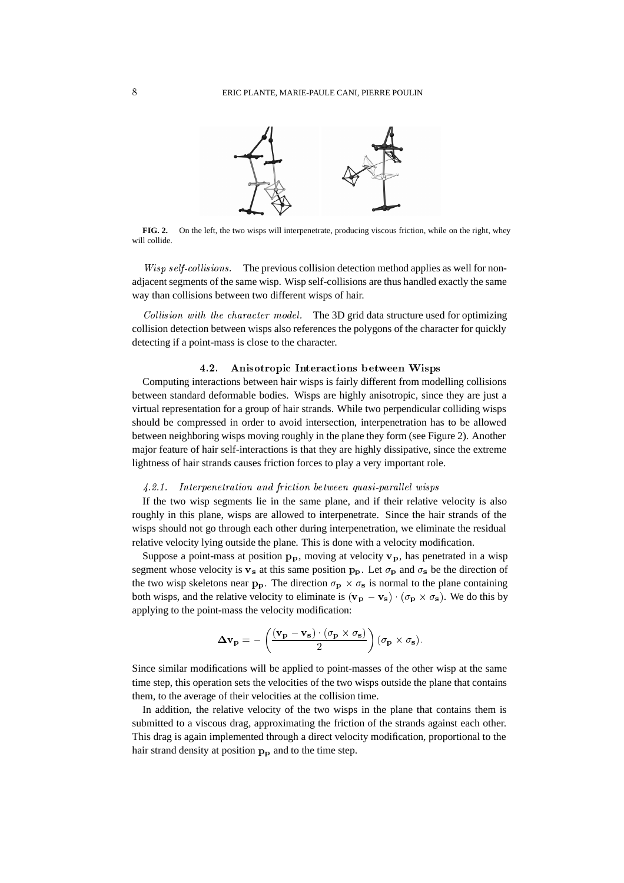**FIG. 2.** On the left, the two wisps will interpenetrate, producing viscous friction, while on the right, whey will collide.

*Wisp self-collisions.* The previous collision detection method applies as well for non-adjacent segments of the same wisp. Wisp self-collisions are thus handled exactly the same way than collisions between two different wisps of hair.

*Collision with the character model.* The 3D grid data structure used for optimizing collision detection between wisps also references the polygons of the character for quickly detecting if a point-mass is close to the character.

### 4.2. Anisotropic Interactions between Wisps

Computing interactions between hair wisps is fairly different from modelling collisions between standard deformable bodies. Wisps are highly anisotropic, since they are just a virtual representation for a group of hair strands. While two perpendicular colliding wisps should be compressed in order to avoid intersection, interpenetration has to be allowed between neighboring wisps moving roughly in the plane they form (see Figure 2). Another major feature of hair self-interactions is that they are highly dissipative, since the extreme lightness of hair strands causes friction forces to play a very important role.

#### *4.2.1. Interpenetration and friction between quasi-parallel wisps*

If the two wisp segments lie in the same plane, and if their relative velocity is also roughly in this plane, wisps are allowed to interpenetrate. Since the hair strands of the wisps should not go through each other during interpenetration, we eliminate the residual relative velocity lying outside the plane. This is done with a velocity modification.

Suppose a point-mass at position $\mathbf{p_p}$, moving at velocity $\mathbf{v_p}$, has penetrated in a wisp segment whose velocity is $\mathbf{v_s}$ at this same position $\mathbf{p_p}$. Let $\sigma_\mathbf{p}$ and $\sigma_\mathbf{s}$ be the direction of the two wisp skeletons near $\mathbf{p_p}$. The direction $\sigma_\mathbf{p} \times \sigma_\mathbf{s}$ is normal to the plane containing both wisps, and the relative velocity to eliminate is $(\mathbf{v_p} - \mathbf{v_s}) \cdot (\sigma_\mathbf{p} \times \sigma_\mathbf{s})$. We do this by applying to the point-mass the velocity modification:

$$\mathbf{\Delta v_p} = -\left(\frac{(\mathbf{v_p} - \mathbf{v_s}) \cdot (\sigma_\mathbf{p} \times \sigma_\mathbf{s})}{2}\right)(\sigma_\mathbf{p} \times \sigma_\mathbf{s}).$$

Since similar modifications will be applied to point-masses of the other wisp at the same time step, this operation sets the velocities of the two wisps outside the plane that contains them, to the average of their velocities at the collision time.

In addition, the relative velocity of the two wisps in the plane that contains them is submitted to a viscous drag, approximating the friction of the strands against each other. This drag is again implemented through a direct velocity modification, proportional to the hair strand density at position $\mathbf{p_p}$ and to the time step.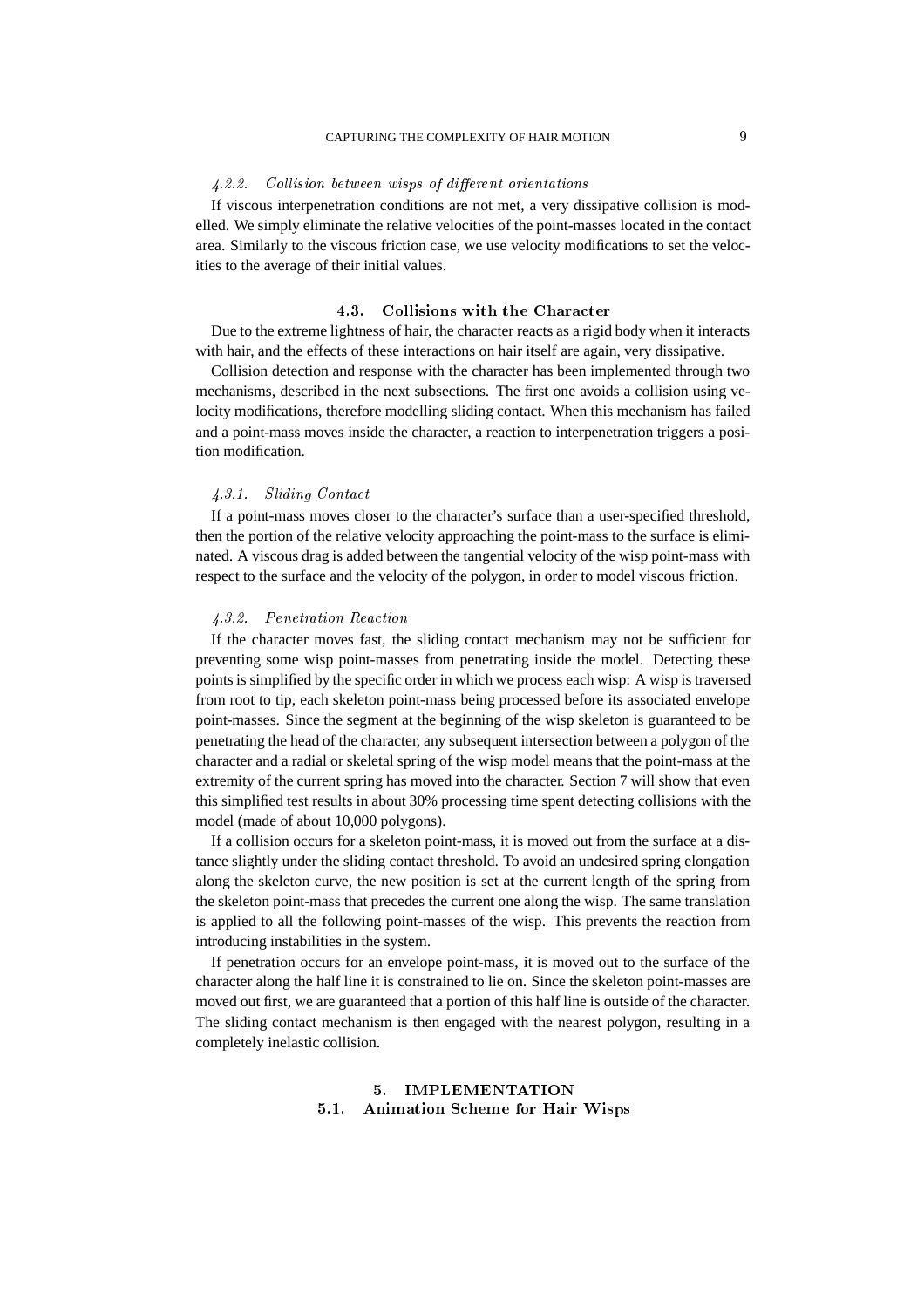#### 4.2.2. Collision between wisps of different orientations

If viscous interpenetration conditions are not met, a very dissipative collision is modelled. We simply eliminate the relative velocities of the point-masses located in the contact area. Similarly to the viscous friction case, we use velocity modifications to set the velocities to the average of their initial values.

### 4.3. Collisions with the Character

Due to the extreme lightness of hair, the character reacts as a rigid body when it interacts with hair, and the effects of these interactions on hair itself are again, very dissipative.

Collision detection and response with the character has been implemented through two mechanisms, described in the next subsections. The first one avoids a collision using velocity modifications, therefore modelling sliding contact. When this mechanism has failed and a point-mass moves inside the character, a reaction to interpenetration triggers a position modification.

#### 4.3.1. Sliding Contact

If a point-mass moves closer to the character's surface than a user-specified threshold, then the portion of the relative velocity approaching the point-mass to the surface is eliminated. A viscous drag is added between the tangential velocity of the wisp point-mass with respect to the surface and the velocity of the polygon, in order to model viscous friction.

#### 4.3.2. Penetration Reaction

If the character moves fast, the sliding contact mechanism may not be sufficient for preventing some wisp point-masses from penetrating inside the model. Detecting these points is simplified by the specific order in which we process each wisp: A wisp is traversed from root to tip, each skeleton point-mass being processed before its associated envelope point-masses. Since the segment at the beginning of the wisp skeleton is guaranteed to be penetrating the head of the character, any subsequent intersection between a polygon of the character and a radial or skeletal spring of the wisp model means that the point-mass at the extremity of the current spring has moved into the character. Section 7 will show that even this simplified test results in about 30% processing time spent detecting collisions with the model (made of about 10,000 polygons).

If a collision occurs for a skeleton point-mass, it is moved out from the surface at a distance slightly under the sliding contact threshold. To avoid an undesired spring elongation along the skeleton curve, the new position is set at the current length of the spring from the skeleton point-mass that precedes the current one along the wisp. The same translation is applied to all the following point-masses of the wisp. This prevents the reaction from introducing instabilities in the system.

If penetration occurs for an envelope point-mass, it is moved out to the surface of the character along the half line it is constrained to lie on. Since the skeleton point-masses are moved out first, we are guaranteed that a portion of this half line is outside of the character. The sliding contact mechanism is then engaged with the nearest polygon, resulting in a completely inelastic collision.

## 5. IMPLEMENTATION

### 5.1. Animation Scheme for Hair Wisps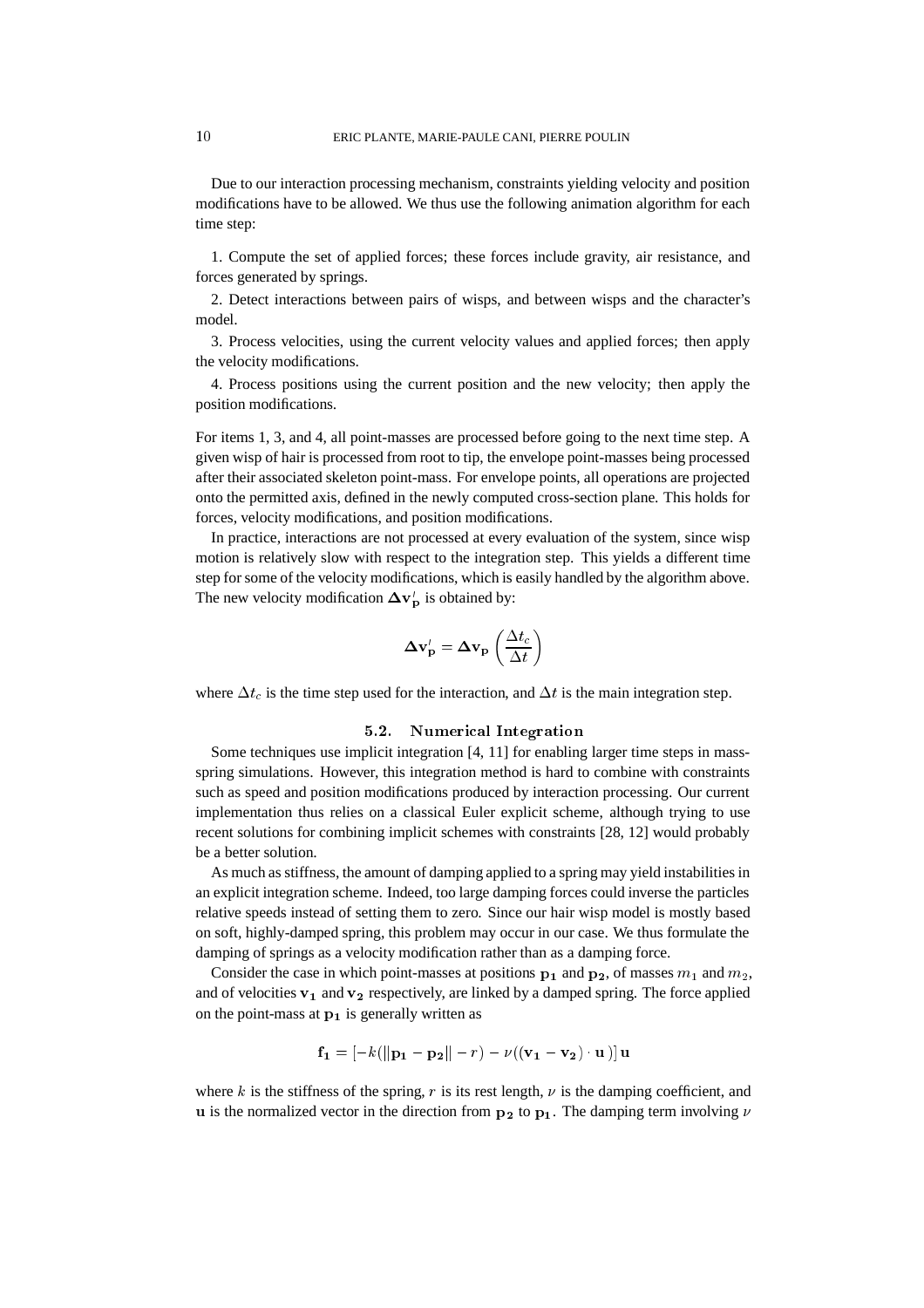Due to our interaction processing mechanism, constraints yielding velocity and position modifications have to be allowed. We thus use the following animation algorithm for each time step:

1. Compute the set of applied forces; these forces include gravity, air resistance, and forces generated by springs.

2. Detect interactions between pairs of wisps, and between wisps and the character's model.

3. Process velocities, using the current velocity values and applied forces; then apply the velocity modifications.

4. Process positions using the current position and the new velocity; then apply the position modifications.

For items 1, 3, and 4, all point-masses are processed before going to the next time step. A given wisp of hair is processed from root to tip, the envelope point-masses being processed after their associated skeleton point-mass. For envelope points, all operations are projected onto the permitted axis, defined in the newly computed cross-section plane. This holds for forces, velocity modifications, and position modifications.

In practice, interactions are not processed at every evaluation of the system, since wisp motion is relatively slow with respect to the integration step. This yields a different time step for some of the velocity modifications, which is easily handled by the algorithm above. The new velocity modification $\mathbf{\Delta v'_p}$ is obtained by:

$$\mathbf{\Delta v'_p} = \mathbf{\Delta v_p} \left( \frac{\Delta t_c}{\Delta t} \right)$$

where $\Delta t_c$ is the time step used for the interaction, and $\Delta t$ is the main integration step.

### 5.2. Numerical Integration

Some techniques use implicit integration [4, 11] for enabling larger time steps in mass-spring simulations. However, this integration method is hard to combine with constraints such as speed and position modifications produced by interaction processing. Our current implementation thus relies on a classical Euler explicit scheme, although trying to use recent solutions for combining implicit schemes with constraints [28, 12] would probably be a better solution.

As much as stiffness, the amount of damping applied to a spring may yield instabilities in an explicit integration scheme. Indeed, too large damping forces could inverse the particles relative speeds instead of setting them to zero. Since our hair wisp model is mostly based on soft, highly-damped spring, this problem may occur in our case. We thus formulate the damping of springs as a velocity modification rather than as a damping force.

Consider the case in which point-masses at positions $\mathbf{p_1}$ and $\mathbf{p_2}$, of masses $m_1$ and $m_2$, and of velocities $\mathbf{v_1}$ and $\mathbf{v_2}$ respectively, are linked by a damped spring. The force applied on the point-mass at $\mathbf{p_1}$ is generally written as

$$\mathbf{f_1} = \left[ -k(\|\mathbf{p_1} - \mathbf{p_2}\| - r) - \nu((\mathbf{v_1} - \mathbf{v_2}) \cdot \mathbf{u}\,) \right] \mathbf{u}$$

where $k$ is the stiffness of the spring, $r$ is its rest length, $\nu$ is the damping coefficient, and $\mathbf{u}$ is the normalized vector in the direction from $\mathbf{p_2}$ to $\mathbf{p_1}$. The damping term involving $\nu$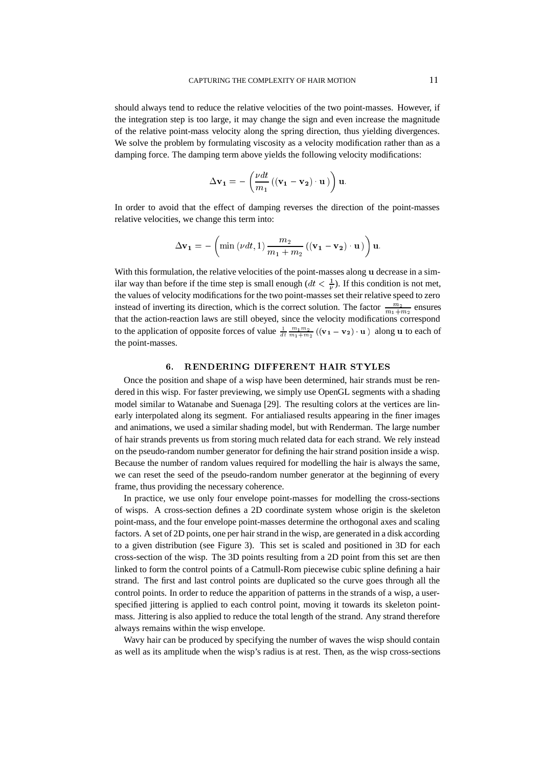should always tend to reduce the relative velocities of the two point-masses. However, if the integration step is too large, it may change the sign and even increase the magnitude of the relative point-mass velocity along the spring direction, thus yielding divergences. We solve the problem by formulating viscosity as a velocity modification rather than as a damping force. The damping term above yields the following velocity modifications:

$$\Delta \mathbf{v_1} = -\left(\frac{\nu dt}{m_1}\left((\mathbf{v_1} - \mathbf{v_2}) \cdot \mathbf{u}\right)\right)\mathbf{u}.$$

In order to avoid that the effect of damping reverses the direction of the point-masses relative velocities, we change this term into:

$$\Delta \mathbf{v_1} = -\left(\min\left(\nu dt, 1\right)\frac{m_2}{m_1 + m_2}\left((\mathbf{v_1} - \mathbf{v_2}) \cdot \mathbf{u}\right)\right)\mathbf{u}.$$

With this formulation, the relative velocities of the point-masses along $\mathbf{u}$ decrease in a similar way than before if the time step is small enough ($dt < \frac{1}{\nu}$). If this condition is not met, the values of velocity modifications for the two point-masses set their relative speed to zero instead of inverting its direction, which is the correct solution. The factor $\frac{m_2}{m_1+m_2}$ ensures that the action-reaction laws are still obeyed, since the velocity modifications correspond to the application of opposite forces of value $\frac{1}{dt}\frac{m_1 m_2}{m_1+m_2}\left((\mathbf{v_1} - \mathbf{v_2}) \cdot \mathbf{u}\right)$ along $\mathbf{u}$ to each of the point-masses.

## 6. RENDERING DIFFERENT HAIR STYLES

Once the position and shape of a wisp have been determined, hair strands must be rendered in this wisp. For faster previewing, we simply use OpenGL segments with a shading model similar to Watanabe and Suenaga [29]. The resulting colors at the vertices are linearly interpolated along its segment. For antialiased results appearing in the finer images and animations, we used a similar shading model, but with Renderman. The large number of hair strands prevents us from storing much related data for each strand. We rely instead on the pseudo-random number generator for defining the hair strand position inside a wisp. Because the number of random values required for modelling the hair is always the same, we can reset the seed of the pseudo-random number generator at the beginning of every frame, thus providing the necessary coherence.

In practice, we use only four envelope point-masses for modelling the cross-sections of wisps. A cross-section defines a 2D coordinate system whose origin is the skeleton point-mass, and the four envelope point-masses determine the orthogonal axes and scaling factors. A set of 2D points, one per hair strand in the wisp, are generated in a disk according to a given distribution (see Figure 3). This set is scaled and positioned in 3D for each cross-section of the wisp. The 3D points resulting from a 2D point from this set are then linked to form the control points of a Catmull-Rom piecewise cubic spline defining a hair strand. The first and last control points are duplicated so the curve goes through all the control points. In order to reduce the apparition of patterns in the strands of a wisp, a user-specified jittering is applied to each control point, moving it towards its skeleton point-mass. Jittering is also applied to reduce the total length of the strand. Any strand therefore always remains within the wisp envelope.

Wavy hair can be produced by specifying the number of waves the wisp should contain as well as its amplitude when the wisp's radius is at rest. Then, as the wisp cross-sections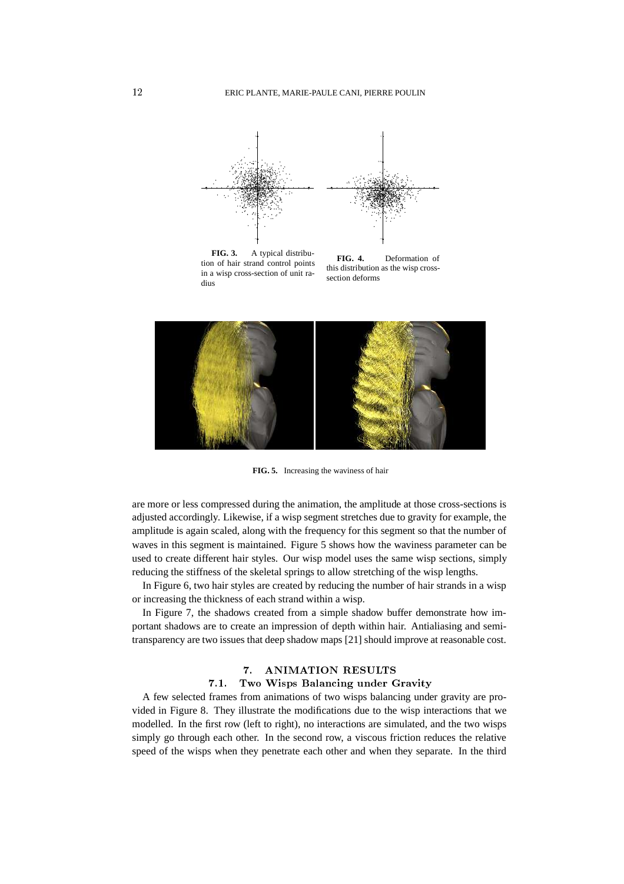**FIG. 3.** A typical distribution of hair strand control points in a wisp cross-section of unit radius

**FIG. 4.** Deformation of this distribution as the wisp cross-section deforms

**FIG. 5.** Increasing the waviness of hair

are more or less compressed during the animation, the amplitude at those cross-sections is adjusted accordingly. Likewise, if a wisp segment stretches due to gravity for example, the amplitude is again scaled, along with the frequency for this segment so that the number of waves in this segment is maintained. Figure 5 shows how the waviness parameter can be used to create different hair styles. Our wisp model uses the same wisp sections, simply reducing the stiffness of the skeletal springs to allow stretching of the wisp lengths.

In Figure 6, two hair styles are created by reducing the number of hair strands in a wisp or increasing the thickness of each strand within a wisp.

In Figure 7, the shadows created from a simple shadow buffer demonstrate how important shadows are to create an impression of depth within hair. Antialiasing and semi-transparency are two issues that deep shadow maps [21] should improve at reasonable cost.

## 7. ANIMATION RESULTS

### 7.1. Two Wisps Balancing under Gravity

A few selected frames from animations of two wisps balancing under gravity are provided in Figure 8. They illustrate the modifications due to the wisp interactions that we modelled. In the first row (left to right), no interactions are simulated, and the two wisps simply go through each other. In the second row, a viscous friction reduces the relative speed of the wisps when they penetrate each other and when they separate. In the third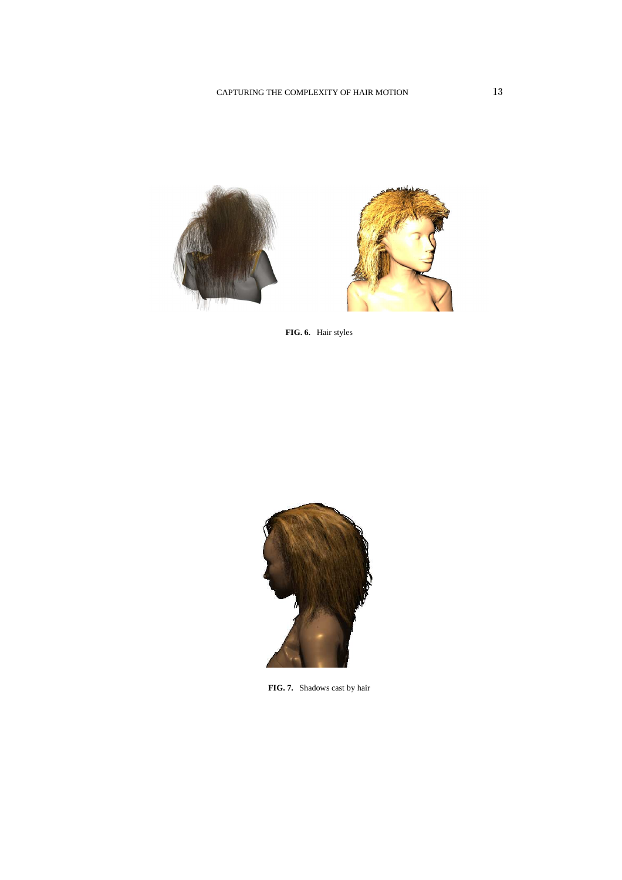**FIG. 6.** Hair styles

**FIG. 7.** Shadows cast by hair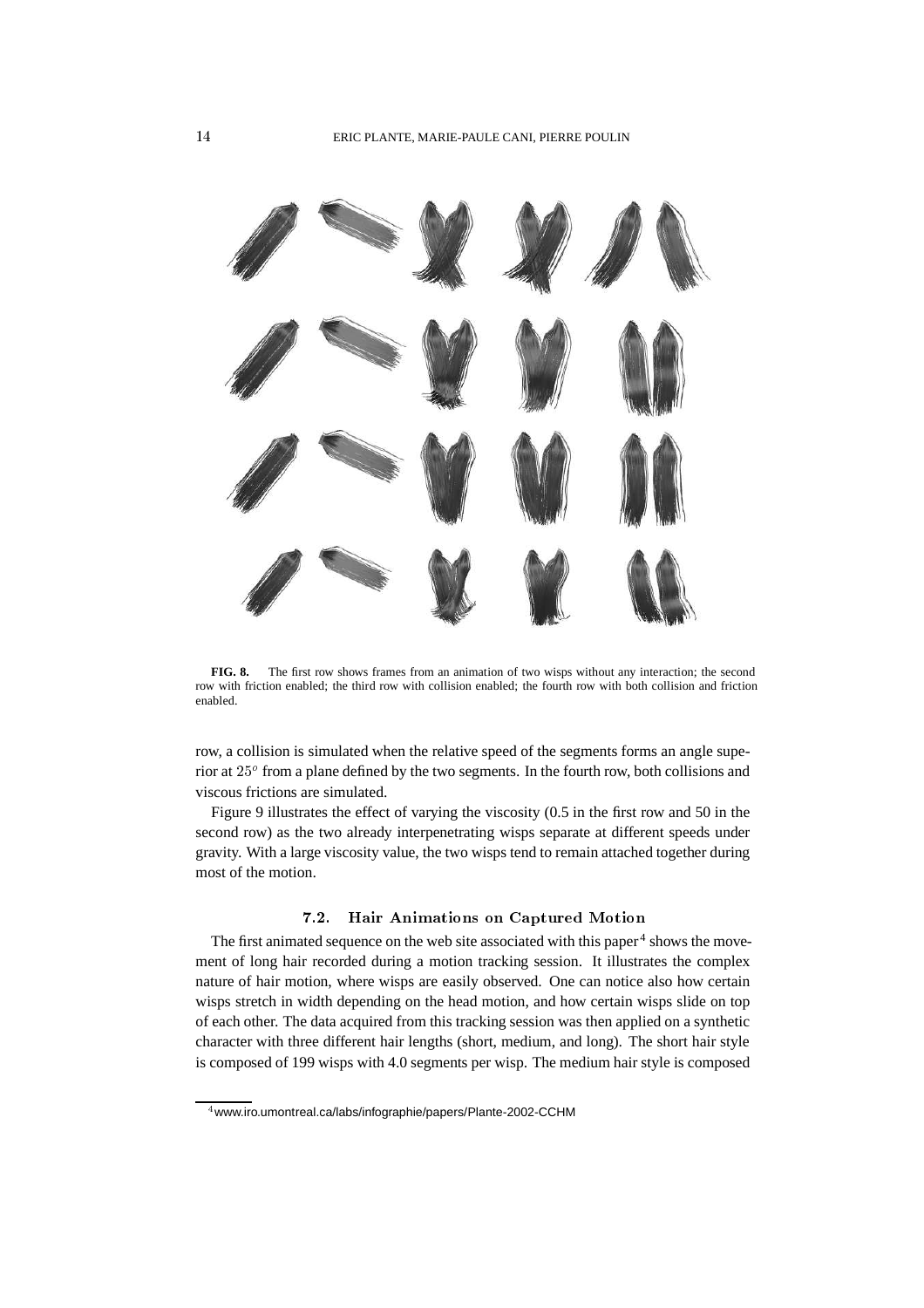**FIG. 8.** The first row shows frames from an animation of two wisps without any interaction; the second row with friction enabled; the third row with collision enabled; the fourth row with both collision and friction enabled.

row, a collision is simulated when the relative speed of the segments forms an angle superior at $25^o$ from a plane defined by the two segments. In the fourth row, both collisions and viscous frictions are simulated.

Figure 9 illustrates the effect of varying the viscosity (0.5 in the first row and 50 in the second row) as the two already interpenetrating wisps separate at different speeds under gravity. With a large viscosity value, the two wisps tend to remain attached together during most of the motion.

### 7.2. Hair Animations on Captured Motion

The first animated sequence on the web site associated with this paper[4] shows the movement of long hair recorded during a motion tracking session. It illustrates the complex nature of hair motion, where wisps are easily observed. One can notice also how certain wisps stretch in width depending on the head motion, and how certain wisps slide on top of each other. The data acquired from this tracking session was then applied on a synthetic character with three different hair lengths (short, medium, and long). The short hair style is composed of 199 wisps with 4.0 segments per wisp. The medium hair style is composed

[4] www.iro.umontreal.ca/labs/infographie/papers/Plante-2002-CCHM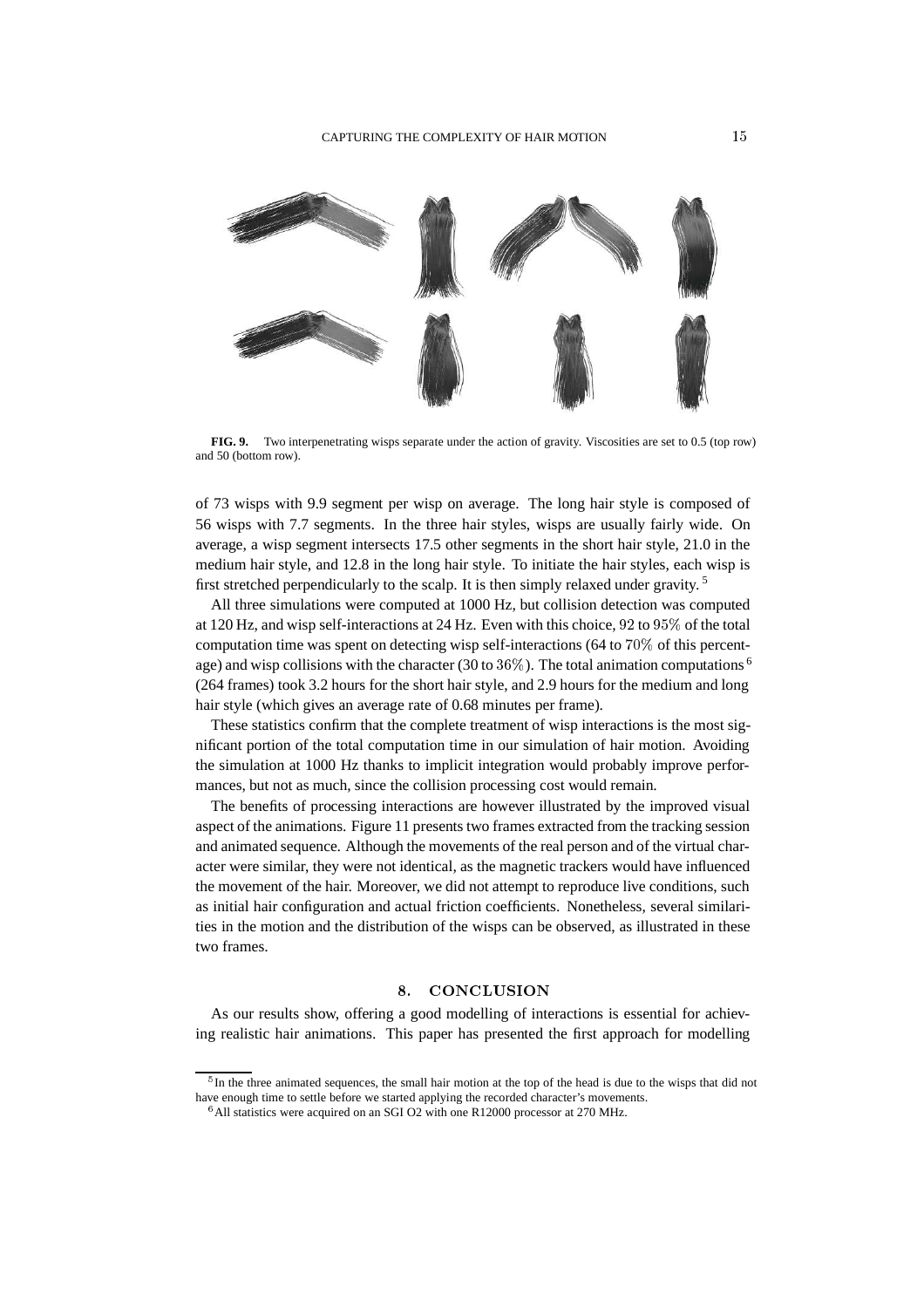**FIG. 9.** Two interpenetrating wisps separate under the action of gravity. Viscosities are set to 0.5 (top row) and 50 (bottom row).

of 73 wisps with 9.9 segment per wisp on average. The long hair style is composed of 56 wisps with 7.7 segments. In the three hair styles, wisps are usually fairly wide. On average, a wisp segment intersects 17.5 other segments in the short hair style, 21.0 in the medium hair style, and 12.8 in the long hair style. To initiate the hair styles, each wisp is first stretched perpendicularly to the scalp. It is then simply relaxed under gravity. [5]

All three simulations were computed at 1000 Hz, but collision detection was computed at 120 Hz, and wisp self-interactions at 24 Hz. Even with this choice, 92 to 95% of the total computation time was spent on detecting wisp self-interactions (64 to 70% of this percentage) and wisp collisions with the character (30 to 36%). The total animation computations [6] (264 frames) took 3.2 hours for the short hair style, and 2.9 hours for the medium and long hair style (which gives an average rate of 0.68 minutes per frame).

These statistics confirm that the complete treatment of wisp interactions is the most significant portion of the total computation time in our simulation of hair motion. Avoiding the simulation at 1000 Hz thanks to implicit integration would probably improve performances, but not as much, since the collision processing cost would remain.

The benefits of processing interactions are however illustrated by the improved visual aspect of the animations. Figure 11 presents two frames extracted from the tracking session and animated sequence. Although the movements of the real person and of the virtual character were similar, they were not identical, as the magnetic trackers would have influenced the movement of the hair. Moreover, we did not attempt to reproduce live conditions, such as initial hair configuration and actual friction coefficients. Nonetheless, several similarities in the motion and the distribution of the wisps can be observed, as illustrated in these two frames.

## 8. CONCLUSION

As our results show, offering a good modelling of interactions is essential for achieving realistic hair animations. This paper has presented the first approach for modelling

[5] In the three animated sequences, the small hair motion at the top of the head is due to the wisps that did not have enough time to settle before we started applying the recorded character's movements.

[6] All statistics were acquired on an SGI O2 with one R12000 processor at 270 MHz.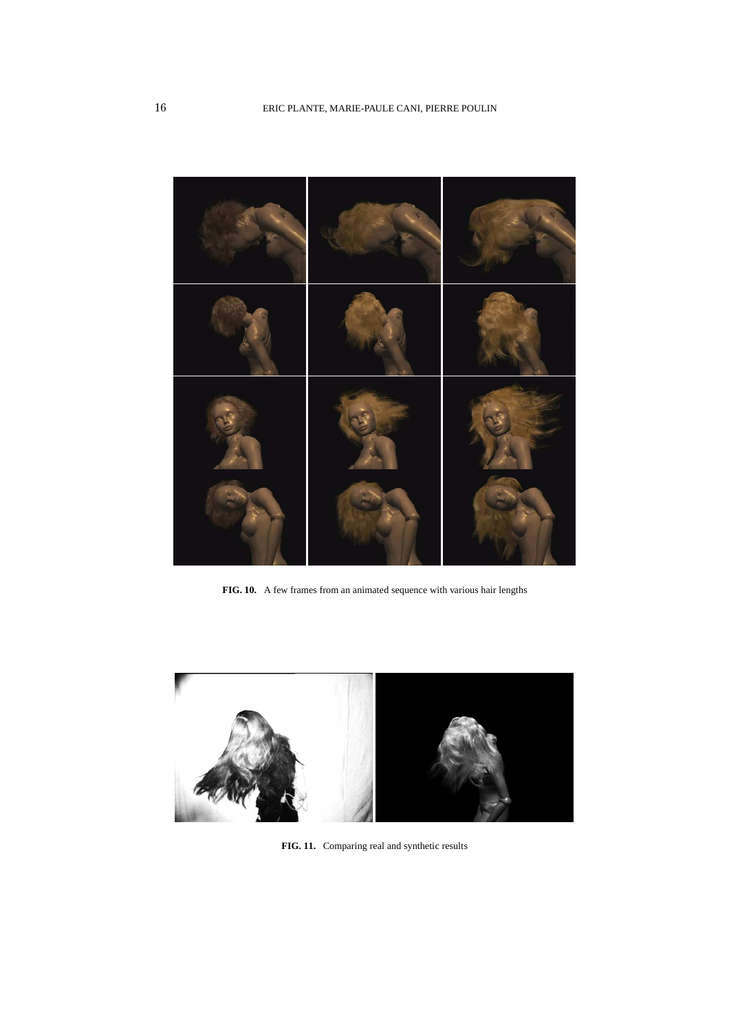**FIG. 10.** A few frames from an animated sequence with various hair lengths

**FIG. 11.** Comparing real and synthetic results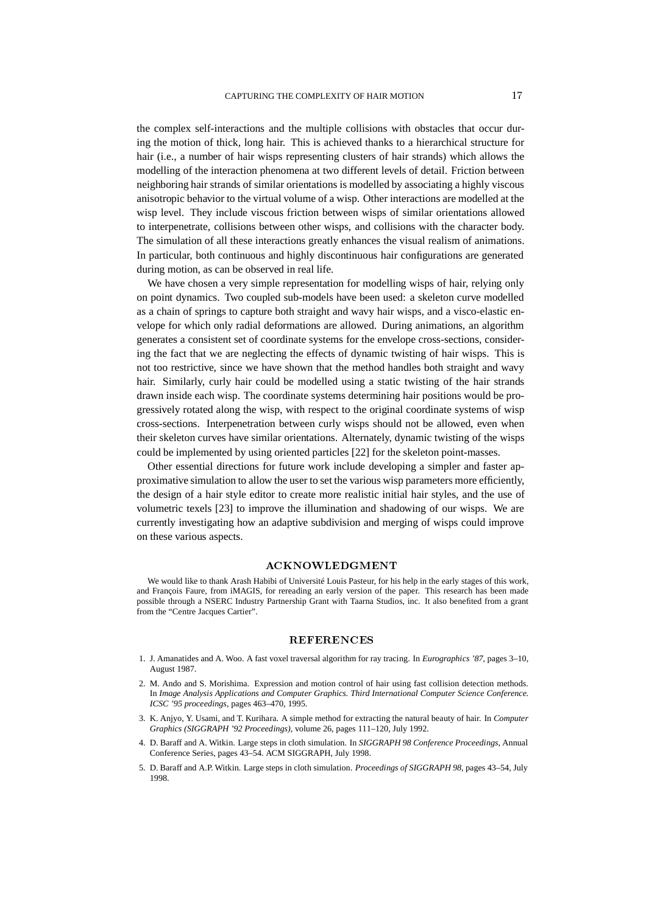the complex self-interactions and the multiple collisions with obstacles that occur during the motion of thick, long hair. This is achieved thanks to a hierarchical structure for hair (i.e., a number of hair wisps representing clusters of hair strands) which allows the modelling of the interaction phenomena at two different levels of detail. Friction between neighboring hair strands of similar orientations is modelled by associating a highly viscous anisotropic behavior to the virtual volume of a wisp. Other interactions are modelled at the wisp level. They include viscous friction between wisps of similar orientations allowed to interpenetrate, collisions between other wisps, and collisions with the character body. The simulation of all these interactions greatly enhances the visual realism of animations. In particular, both continuous and highly discontinuous hair configurations are generated during motion, as can be observed in real life.

We have chosen a very simple representation for modelling wisps of hair, relying only on point dynamics. Two coupled sub-models have been used: a skeleton curve modelled as a chain of springs to capture both straight and wavy hair wisps, and a visco-elastic envelope for which only radial deformations are allowed. During animations, an algorithm generates a consistent set of coordinate systems for the envelope cross-sections, considering the fact that we are neglecting the effects of dynamic twisting of hair wisps. This is not too restrictive, since we have shown that the method handles both straight and wavy hair. Similarly, curly hair could be modelled using a static twisting of the hair strands drawn inside each wisp. The coordinate systems determining hair positions would be progressively rotated along the wisp, with respect to the original coordinate systems of wisp cross-sections. Interpenetration between curly wisps should not be allowed, even when their skeleton curves have similar orientations. Alternately, dynamic twisting of the wisps could be implemented by using oriented particles [22] for the skeleton point-masses.

Other essential directions for future work include developing a simpler and faster approximative simulation to allow the user to set the various wisp parameters more efficiently, the design of a hair style editor to create more realistic initial hair styles, and the use of volumetric texels [23] to improve the illumination and shadowing of our wisps. We are currently investigating how an adaptive subdivision and merging of wisps could improve on these various aspects.

## ACKNOWLEDGMENT

We would like to thank Arash Habibi of Université Louis Pasteur, for his help in the early stages of this work, and François Faure, from iMAGIS, for rereading an early version of the paper. This research has been made possible through a NSERC Industry Partnership Grant with Taarna Studios, inc. It also benefited from a grant from the "Centre Jacques Cartier".

## REFERENCES

1. J. Amanatides and A. Woo. A fast voxel traversal algorithm for ray tracing. In *Eurographics '87*, pages 3–10, August 1987.
2. M. Ando and S. Morishima. Expression and motion control of hair using fast collision detection methods. In *Image Analysis Applications and Computer Graphics. Third International Computer Science Conference. ICSC '95 proceedings*, pages 463–470, 1995.
3. K. Anjyo, Y. Usami, and T. Kurihara. A simple method for extracting the natural beauty of hair. In *Computer Graphics (SIGGRAPH '92 Proceedings)*, volume 26, pages 111–120, July 1992.
4. D. Baraff and A. Witkin. Large steps in cloth simulation. In *SIGGRAPH 98 Conference Proceedings*, Annual Conference Series, pages 43–54. ACM SIGGRAPH, July 1998.
5. D. Baraff and A.P. Witkin. Large steps in cloth simulation. *Proceedings of SIGGRAPH 98*, pages 43–54, July 1998.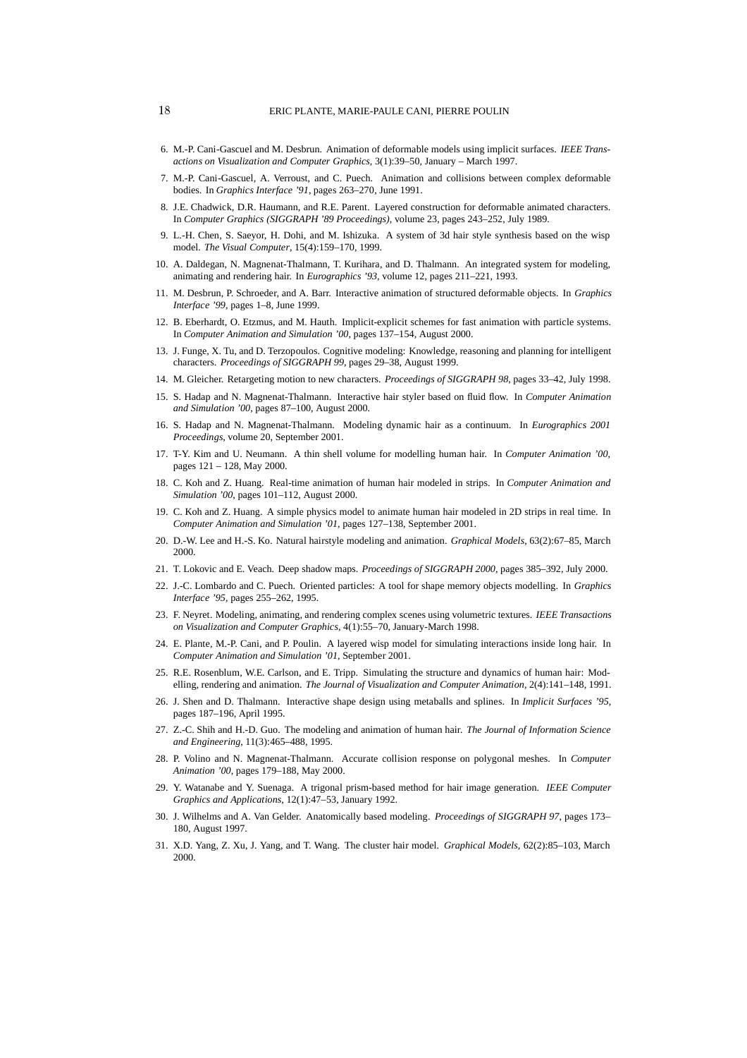6. M.-P. Cani-Gascuel and M. Desbrun. Animation of deformable models using implicit surfaces. *IEEE Transactions on Visualization and Computer Graphics*, 3(1):39–50, January – March 1997.
7. M.-P. Cani-Gascuel, A. Verroust, and C. Puech. Animation and collisions between complex deformable bodies. In *Graphics Interface '91*, pages 263–270, June 1991.
8. J.E. Chadwick, D.R. Haumann, and R.E. Parent. Layered construction for deformable animated characters. In *Computer Graphics (SIGGRAPH '89 Proceedings)*, volume 23, pages 243–252, July 1989.
9. L.-H. Chen, S. Saeyor, H. Dohi, and M. Ishizuka. A system of 3d hair style synthesis based on the wisp model. *The Visual Computer*, 15(4):159–170, 1999.
10. A. Daldegan, N. Magnenat-Thalmann, T. Kurihara, and D. Thalmann. An integrated system for modeling, animating and rendering hair. In *Eurographics '93*, volume 12, pages 211–221, 1993.
11. M. Desbrun, P. Schroeder, and A. Barr. Interactive animation of structured deformable objects. In *Graphics Interface '99*, pages 1–8, June 1999.
12. B. Eberhardt, O. Etzmus, and M. Hauth. Implicit-explicit schemes for fast animation with particle systems. In *Computer Animation and Simulation '00*, pages 137–154, August 2000.
13. J. Funge, X. Tu, and D. Terzopoulos. Cognitive modeling: Knowledge, reasoning and planning for intelligent characters. *Proceedings of SIGGRAPH 99*, pages 29–38, August 1999.
14. M. Gleicher. Retargeting motion to new characters. *Proceedings of SIGGRAPH 98*, pages 33–42, July 1998.
15. S. Hadap and N. Magnenat-Thalmann. Interactive hair styler based on fluid flow. In *Computer Animation and Simulation '00*, pages 87–100, August 2000.
16. S. Hadap and N. Magnenat-Thalmann. Modeling dynamic hair as a continuum. In *Eurographics 2001 Proceedings*, volume 20, September 2001.
17. T-Y. Kim and U. Neumann. A thin shell volume for modelling human hair. In *Computer Animation '00*, pages 121 – 128, May 2000.
18. C. Koh and Z. Huang. Real-time animation of human hair modeled in strips. In *Computer Animation and Simulation '00*, pages 101–112, August 2000.
19. C. Koh and Z. Huang. A simple physics model to animate human hair modeled in 2D strips in real time. In *Computer Animation and Simulation '01*, pages 127–138, September 2001.
20. D.-W. Lee and H.-S. Ko. Natural hairstyle modeling and animation. *Graphical Models*, 63(2):67–85, March 2000.
21. T. Lokovic and E. Veach. Deep shadow maps. *Proceedings of SIGGRAPH 2000*, pages 385–392, July 2000.
22. J.-C. Lombardo and C. Puech. Oriented particles: A tool for shape memory objects modelling. In *Graphics Interface '95*, pages 255–262, 1995.
23. F. Neyret. Modeling, animating, and rendering complex scenes using volumetric textures. *IEEE Transactions on Visualization and Computer Graphics*, 4(1):55–70, January-March 1998.
24. E. Plante, M.-P. Cani, and P. Poulin. A layered wisp model for simulating interactions inside long hair. In *Computer Animation and Simulation '01*, September 2001.
25. R.E. Rosenblum, W.E. Carlson, and E. Tripp. Simulating the structure and dynamics of human hair: Modelling, rendering and animation. *The Journal of Visualization and Computer Animation*, 2(4):141–148, 1991.
26. J. Shen and D. Thalmann. Interactive shape design using metaballs and splines. In *Implicit Surfaces '95*, pages 187–196, April 1995.
27. Z.-C. Shih and H.-D. Guo. The modeling and animation of human hair. *The Journal of Information Science and Engineering*, 11(3):465–488, 1995.
28. P. Volino and N. Magnenat-Thalmann. Accurate collision response on polygonal meshes. In *Computer Animation '00*, pages 179–188, May 2000.
29. Y. Watanabe and Y. Suenaga. A trigonal prism-based method for hair image generation. *IEEE Computer Graphics and Applications*, 12(1):47–53, January 1992.
30. J. Wilhelms and A. Van Gelder. Anatomically based modeling. *Proceedings of SIGGRAPH 97*, pages 173–180, August 1997.
31. X.D. Yang, Z. Xu, J. Yang, and T. Wang. The cluster hair model. *Graphical Models*, 62(2):85–103, March 2000.